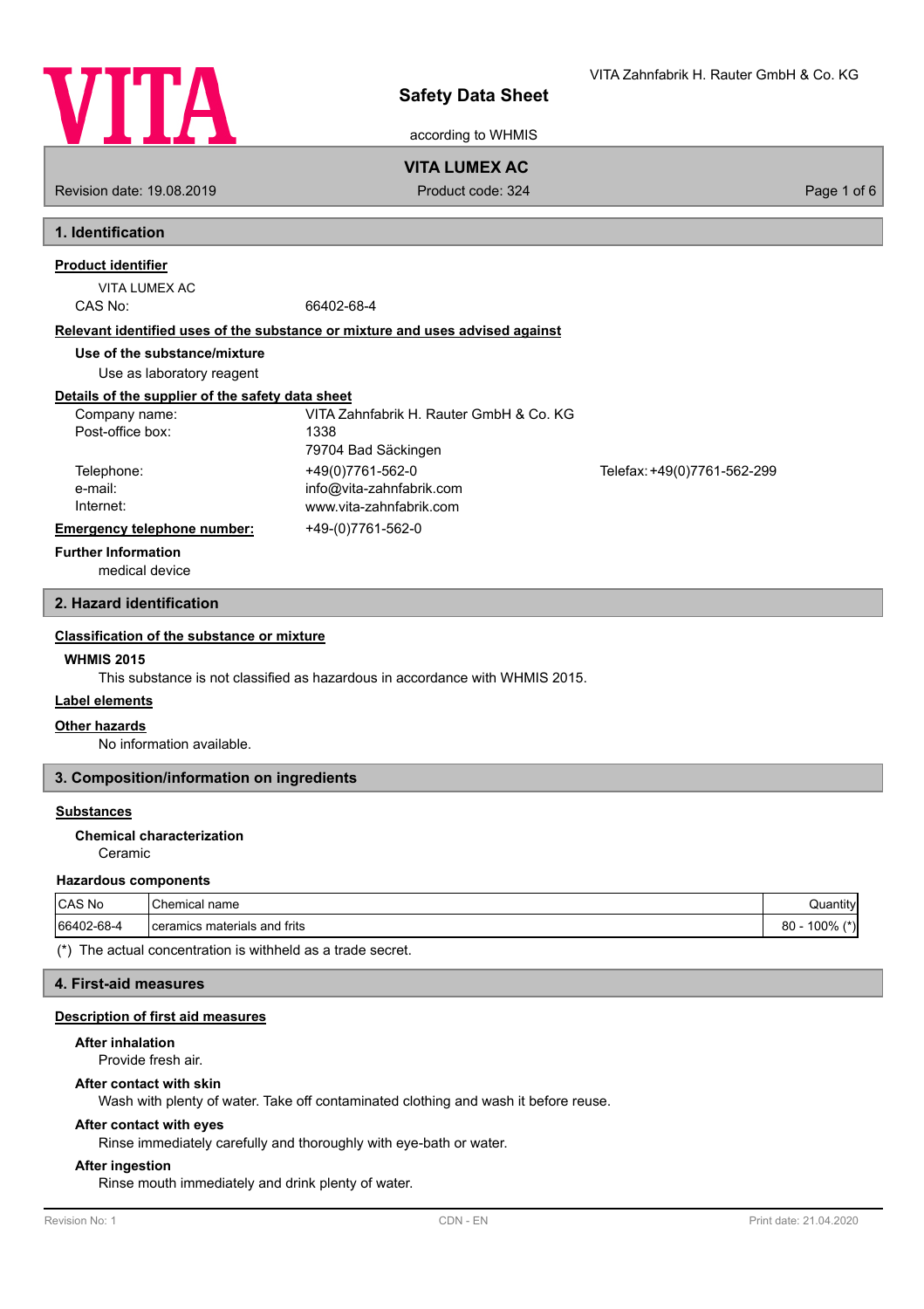# Safety Data Sheet

according to WHMIS

VITA Zahnfabrik H. Rauter GmbH & Co. KG

**VITA LUMEX AC**

Revision date: 19.08.2019 | Product code: 324

## 1. Identification

**Product identifier**

VITA LUMEX AC

CAS No: 66402-68-4

**Relevant identified uses of the substance or mixture and uses advised against**

**Use of the substance/mixture**

Use as laboratory reagent

**Details of the supplier of the safety data sheet**

| | |
|---|---|
| Company name: | VITA Zahnfabrik H. Rauter GmbH & Co. KG |
| Post-office box: | 1338 |
| | 79704 Bad Säckingen |
| Telephone: | +49(0)7761-562-0 |
| Telefax: | +49(0)7761-562-299 |
| e-mail: | info@vita-zahnfabrik.com |
| Internet: | www.vita-zahnfabrik.com |

**Emergency telephone number:** +49-(0)7761-562-0

**Further Information**

medical device

## 2. Hazard identification

**Classification of the substance or mixture**

**WHMIS 2015**

This substance is not classified as hazardous in accordance with WHMIS 2015.

**Label elements**

**Other hazards**

No information available.

## 3. Composition/information on ingredients

**Substances**

**Chemical characterization**

Ceramic

**Hazardous components**

| CAS No | Chemical name | Quantity |
|---|---|---|
| 66402-68-4 | ceramics materials and frits | 80 - 100% (*) |

(*) The actual concentration is withheld as a trade secret.

## 4. First-aid measures

**Description of first aid measures**

**After inhalation**

Provide fresh air.

**After contact with skin**

Wash with plenty of water. Take off contaminated clothing and wash it before reuse.

**After contact with eyes**

Rinse immediately carefully and thoroughly with eye-bath or water.

**After ingestion**

Rinse mouth immediately and drink plenty of water.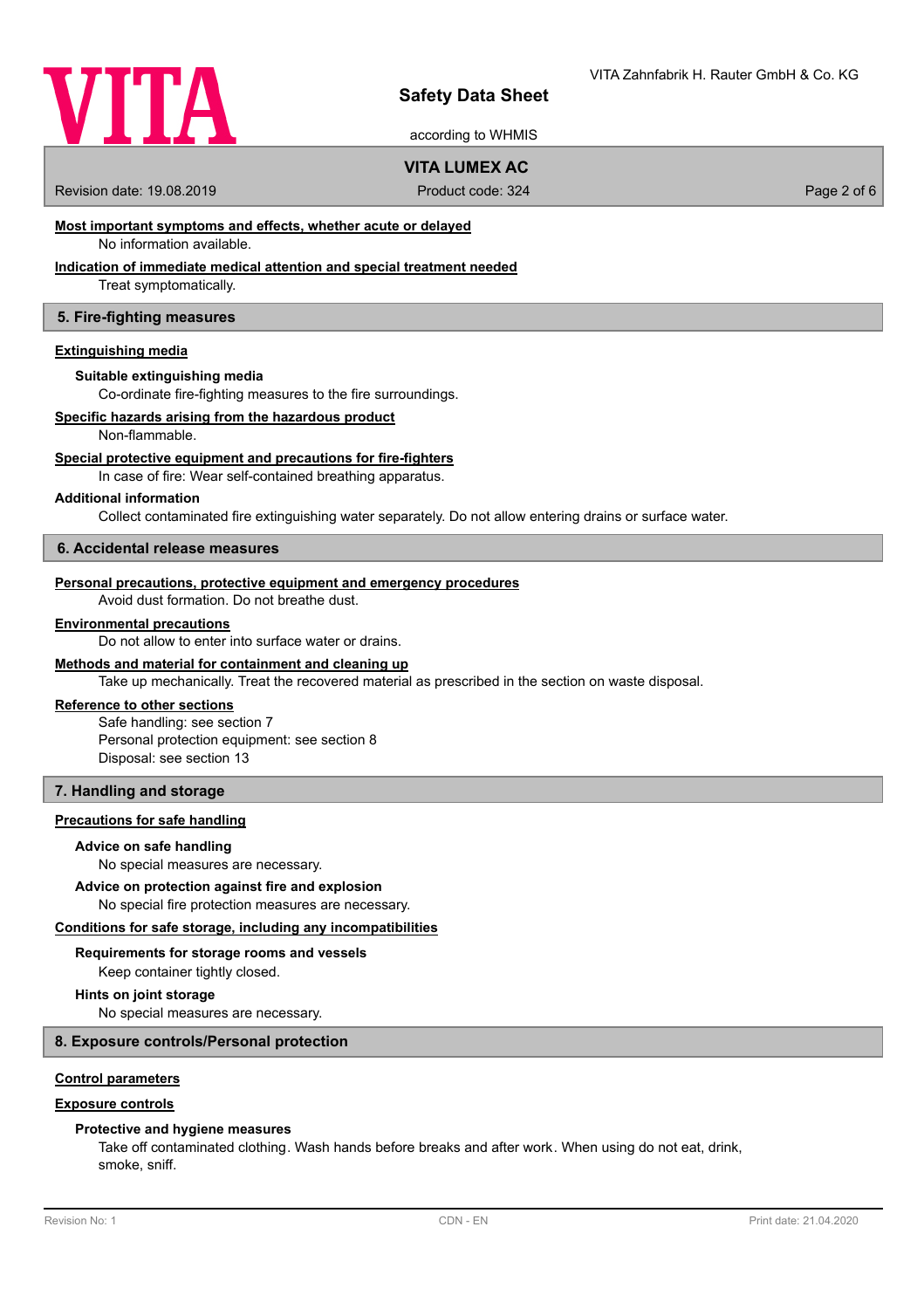**Most important symptoms and effects, whether acute or delayed**

No information available.

**Indication of immediate medical attention and special treatment needed**

Treat symptomatically.

## 5. Fire-fighting measures

**Extinguishing media**

**Suitable extinguishing media**

Co-ordinate fire-fighting measures to the fire surroundings.

**Specific hazards arising from the hazardous product**

Non-flammable.

**Special protective equipment and precautions for fire-fighters**

In case of fire: Wear self-contained breathing apparatus.

**Additional information**

Collect contaminated fire extinguishing water separately. Do not allow entering drains or surface water.

## 6. Accidental release measures

**Personal precautions, protective equipment and emergency procedures**

Avoid dust formation. Do not breathe dust.

**Environmental precautions**

Do not allow to enter into surface water or drains.

**Methods and material for containment and cleaning up**

Take up mechanically. Treat the recovered material as prescribed in the section on waste disposal.

**Reference to other sections**

Safe handling: see section 7
Personal protection equipment: see section 8
Disposal: see section 13

## 7. Handling and storage

**Precautions for safe handling**

**Advice on safe handling**

No special measures are necessary.

**Advice on protection against fire and explosion**

No special fire protection measures are necessary.

**Conditions for safe storage, including any incompatibilities**

**Requirements for storage rooms and vessels**

Keep container tightly closed.

**Hints on joint storage**

No special measures are necessary.

## 8. Exposure controls/Personal protection

**Control parameters**

**Exposure controls**

**Protective and hygiene measures**

Take off contaminated clothing. Wash hands before breaks and after work. When using do not eat, drink, smoke, sniff.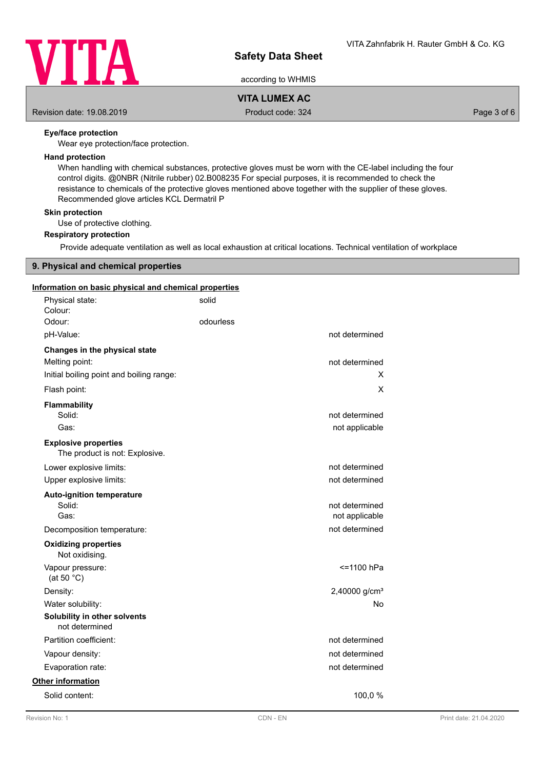**Eye/face protection**

Wear eye protection/face protection.

**Hand protection**

When handling with chemical substances, protective gloves must be worn with the CE-label including the four control digits. @0NBR (Nitrile rubber) 02.B008235 For special purposes, it is recommended to check the resistance to chemicals of the protective gloves mentioned above together with the supplier of these gloves. Recommended glove articles KCL Dermatril P

**Skin protection**

Use of protective clothing.

**Respiratory protection**

Provide adequate ventilation as well as local exhaustion at critical locations. Technical ventilation of workplace

## 9. Physical and chemical properties

**Information on basic physical and chemical properties**

| | | |
|---|---|---|
| Physical state: | solid | |
| Colour: | | |
| Odour: | odourless | |
| pH-Value: | | not determined |

**Changes in the physical state**

| | |
|---|---|
| Melting point: | not determined |
| Initial boiling point and boiling range: | X |
| Flash point: | X |

**Flammability**

| | |
|---|---|
| Solid: | not determined |
| Gas: | not applicable |

**Explosive properties**

The product is not: Explosive.

| | |
|---|---|
| Lower explosive limits: | not determined |
| Upper explosive limits: | not determined |

**Auto-ignition temperature**

| | |
|---|---|
| Solid: | not determined |
| Gas: | not applicable |
| Decomposition temperature: | not determined |

**Oxidizing properties**

Not oxidising.

| | |
|---|---|
| Vapour pressure: (at 50 °C) | <=1100 hPa |
| Density: | 2,40000 g/cm³ |
| Water solubility: | No |

**Solubility in other solvents**

not determined

| | |
|---|---|
| Partition coefficient: | not determined |
| Vapour density: | not determined |
| Evaporation rate: | not determined |

**Other information**

| | |
|---|---|
| Solid content: | 100,0 % |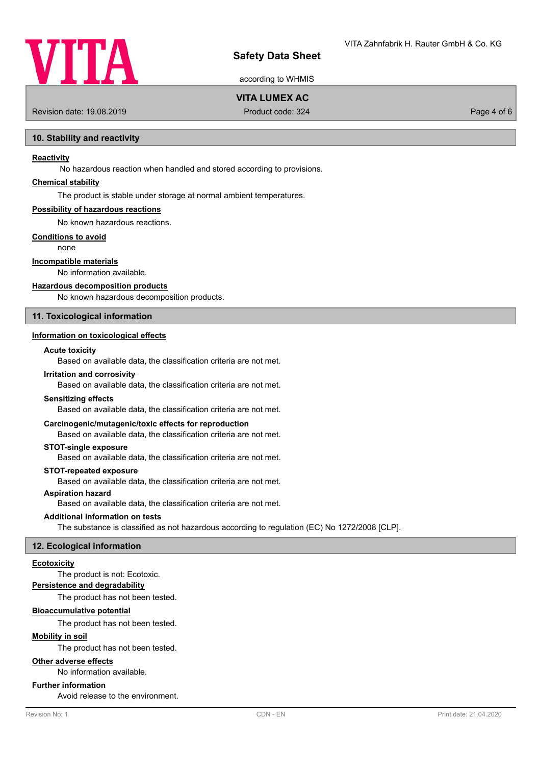## 10. Stability and reactivity

**Reactivity**

No hazardous reaction when handled and stored according to provisions.

**Chemical stability**

The product is stable under storage at normal ambient temperatures.

**Possibility of hazardous reactions**

No known hazardous reactions.

**Conditions to avoid**

none

**Incompatible materials**

No information available.

**Hazardous decomposition products**

No known hazardous decomposition products.

## 11. Toxicological information

**Information on toxicological effects**

**Acute toxicity**

Based on available data, the classification criteria are not met.

**Irritation and corrosivity**

Based on available data, the classification criteria are not met.

**Sensitizing effects**

Based on available data, the classification criteria are not met.

**Carcinogenic/mutagenic/toxic effects for reproduction**

Based on available data, the classification criteria are not met.

**STOT-single exposure**

Based on available data, the classification criteria are not met.

**STOT-repeated exposure**

Based on available data, the classification criteria are not met.

**Aspiration hazard**

Based on available data, the classification criteria are not met.

**Additional information on tests**

The substance is classified as not hazardous according to regulation (EC) No 1272/2008 [CLP].

## 12. Ecological information

**Ecotoxicity**

The product is not: Ecotoxic.

**Persistence and degradability**

The product has not been tested.

**Bioaccumulative potential**

The product has not been tested.

**Mobility in soil**

The product has not been tested.

**Other adverse effects**

No information available.

**Further information**

Avoid release to the environment.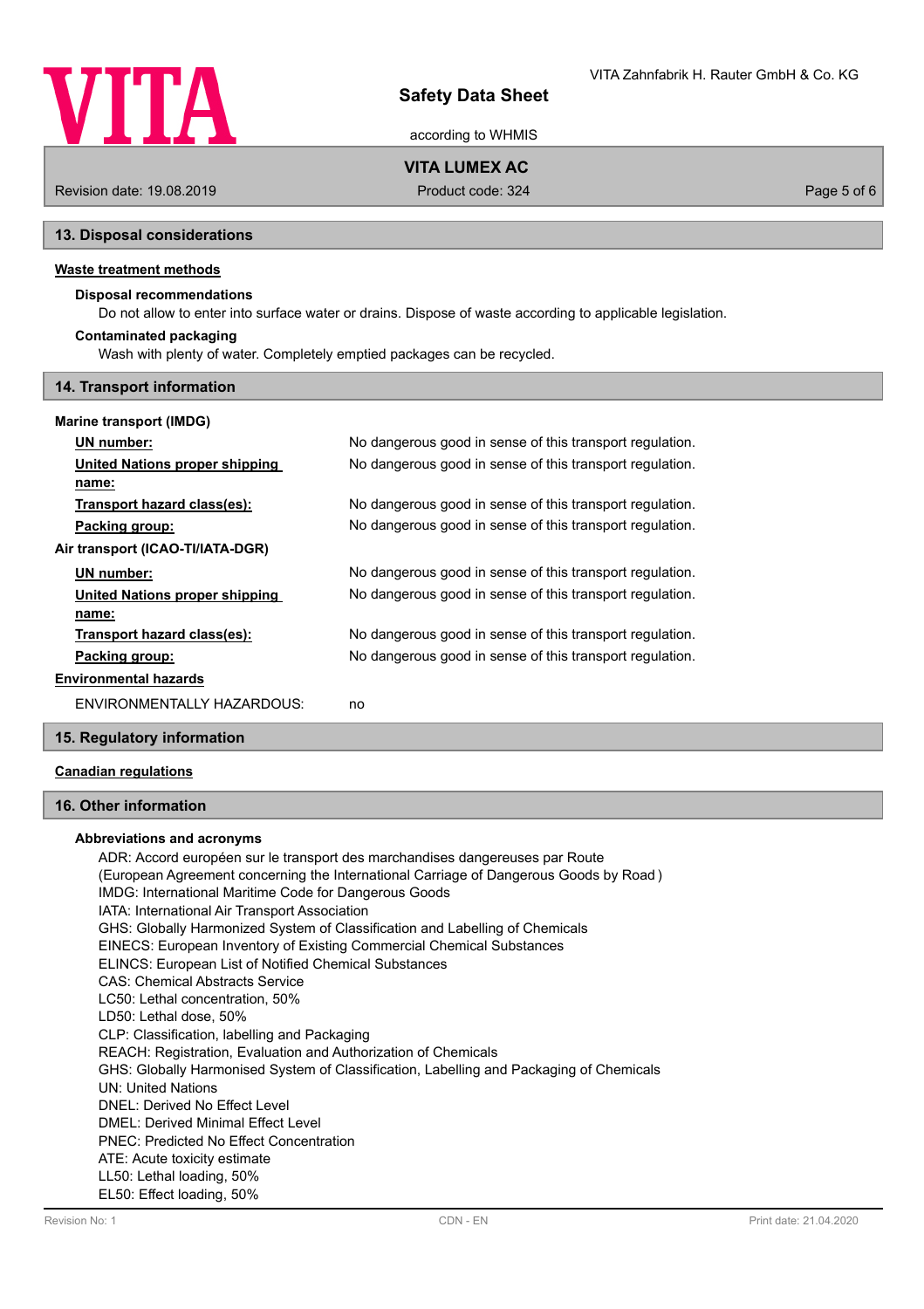## 13. Disposal considerations

**Waste treatment methods**

**Disposal recommendations**

Do not allow to enter into surface water or drains. Dispose of waste according to applicable legislation.

**Contaminated packaging**

Wash with plenty of water. Completely emptied packages can be recycled.

## 14. Transport information

**Marine transport (IMDG)**

| | |
|---|---|
| UN number: | No dangerous good in sense of this transport regulation. |
| United Nations proper shipping name: | No dangerous good in sense of this transport regulation. |
| Transport hazard class(es): | No dangerous good in sense of this transport regulation. |
| Packing group: | No dangerous good in sense of this transport regulation. |

**Air transport (ICAO-TI/IATA-DGR)**

| | |
|---|---|
| UN number: | No dangerous good in sense of this transport regulation. |
| United Nations proper shipping name: | No dangerous good in sense of this transport regulation. |
| Transport hazard class(es): | No dangerous good in sense of this transport regulation. |
| Packing group: | No dangerous good in sense of this transport regulation. |

**Environmental hazards**

ENVIRONMENTALLY HAZARDOUS: no

## 15. Regulatory information

**Canadian regulations**

## 16. Other information

**Abbreviations and acronyms**

ADR: Accord européen sur le transport des marchandises dangereuses par Route
(European Agreement concerning the International Carriage of Dangerous Goods by Road )
IMDG: International Maritime Code for Dangerous Goods
IATA: International Air Transport Association
GHS: Globally Harmonized System of Classification and Labelling of Chemicals
EINECS: European Inventory of Existing Commercial Chemical Substances
ELINCS: European List of Notified Chemical Substances
CAS: Chemical Abstracts Service
LC50: Lethal concentration, 50%
LD50: Lethal dose, 50%
CLP: Classification, labelling and Packaging
REACH: Registration, Evaluation and Authorization of Chemicals
GHS: Globally Harmonised System of Classification, Labelling and Packaging of Chemicals
UN: United Nations
DNEL: Derived No Effect Level
DMEL: Derived Minimal Effect Level
PNEC: Predicted No Effect Concentration
ATE: Acute toxicity estimate
LL50: Lethal loading, 50%
EL50: Effect loading, 50%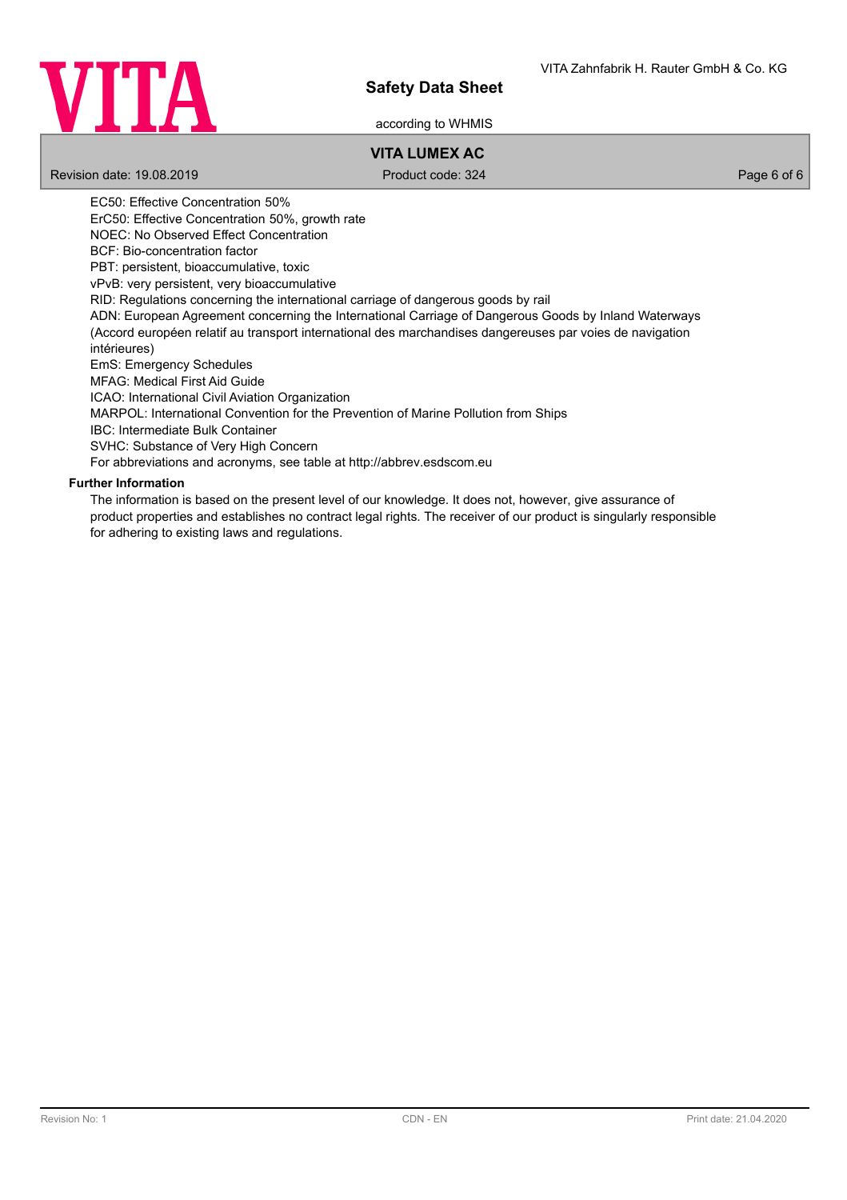EC50: Effective Concentration 50%
ErC50: Effective Concentration 50%, growth rate
NOEC: No Observed Effect Concentration
BCF: Bio-concentration factor
PBT: persistent, bioaccumulative, toxic
vPvB: very persistent, very bioaccumulative
RID: Regulations concerning the international carriage of dangerous goods by rail
ADN: European Agreement concerning the International Carriage of Dangerous Goods by Inland Waterways (Accord européen relatif au transport international des marchandises dangereuses par voies de navigation intérieures)
EmS: Emergency Schedules
MFAG: Medical First Aid Guide
ICAO: International Civil Aviation Organization
MARPOL: International Convention for the Prevention of Marine Pollution from Ships
IBC: Intermediate Bulk Container
SVHC: Substance of Very High Concern
For abbreviations and acronyms, see table at http://abbrev.esdscom.eu

**Further Information**

The information is based on the present level of our knowledge. It does not, however, give assurance of product properties and establishes no contract legal rights. The receiver of our product is singularly responsible for adhering to existing laws and regulations.